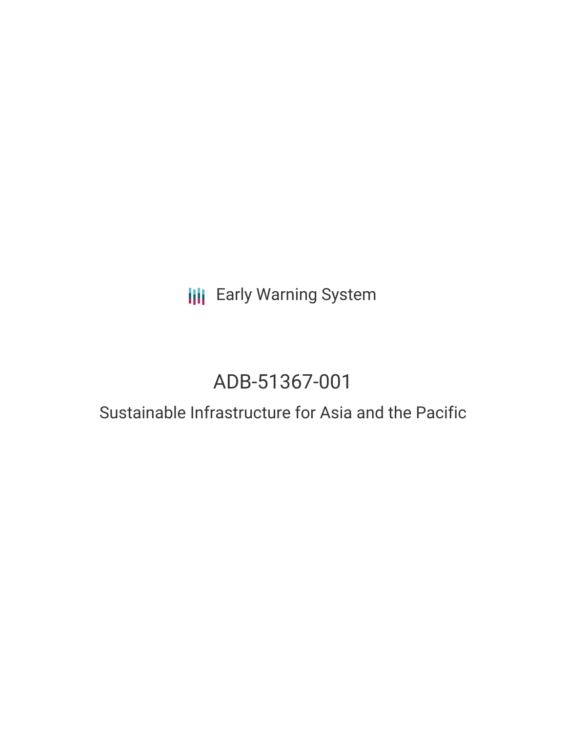Early Warning System

# ADB-51367-001

## Sustainable Infrastructure for Asia and the Pacific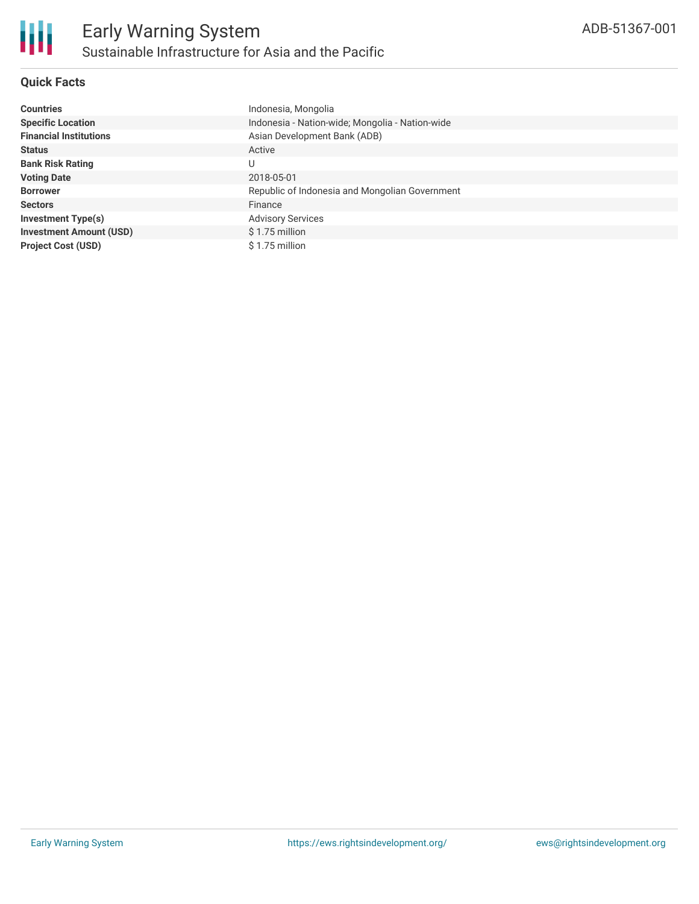# Early Warning System

## Sustainable Infrastructure for Asia and the Pacific

ADB-51367-001

### Quick Facts

| | |
|---|---|
| **Countries** | Indonesia, Mongolia |
| **Specific Location** | Indonesia - Nation-wide; Mongolia - Nation-wide |
| **Financial Institutions** | Asian Development Bank (ADB) |
| **Status** | Active |
| **Bank Risk Rating** | U |
| **Voting Date** | 2018-05-01 |
| **Borrower** | Republic of Indonesia and Mongolian Government |
| **Sectors** | Finance |
| **Investment Type(s)** | Advisory Services |
| **Investment Amount (USD)** | $ 1.75 million |
| **Project Cost (USD)** | $ 1.75 million |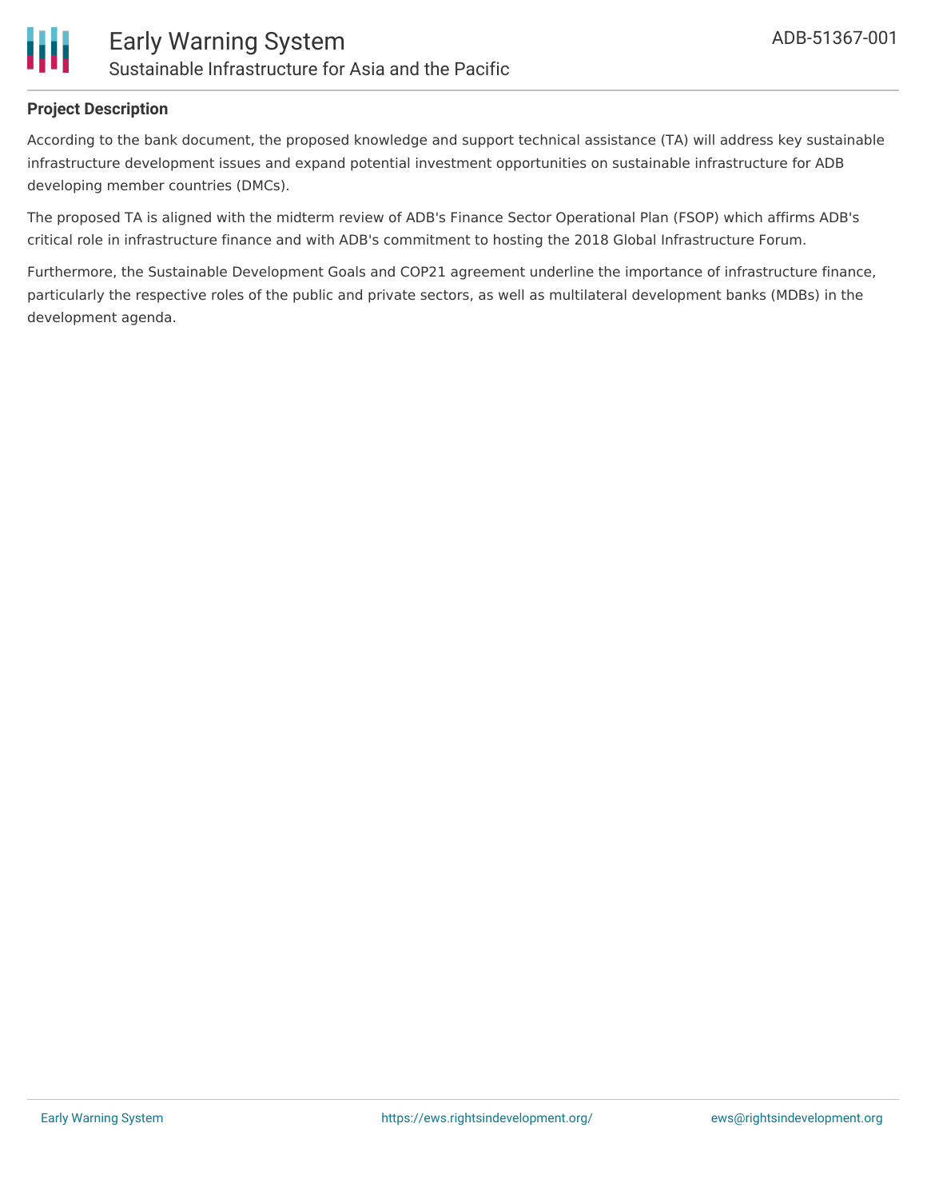## Project Description

According to the bank document, the proposed knowledge and support technical assistance (TA) will address key sustainable infrastructure development issues and expand potential investment opportunities on sustainable infrastructure for ADB developing member countries (DMCs).

The proposed TA is aligned with the midterm review of ADB's Finance Sector Operational Plan (FSOP) which affirms ADB's critical role in infrastructure finance and with ADB's commitment to hosting the 2018 Global Infrastructure Forum.

Furthermore, the Sustainable Development Goals and COP21 agreement underline the importance of infrastructure finance, particularly the respective roles of the public and private sectors, as well as multilateral development banks (MDBs) in the development agenda.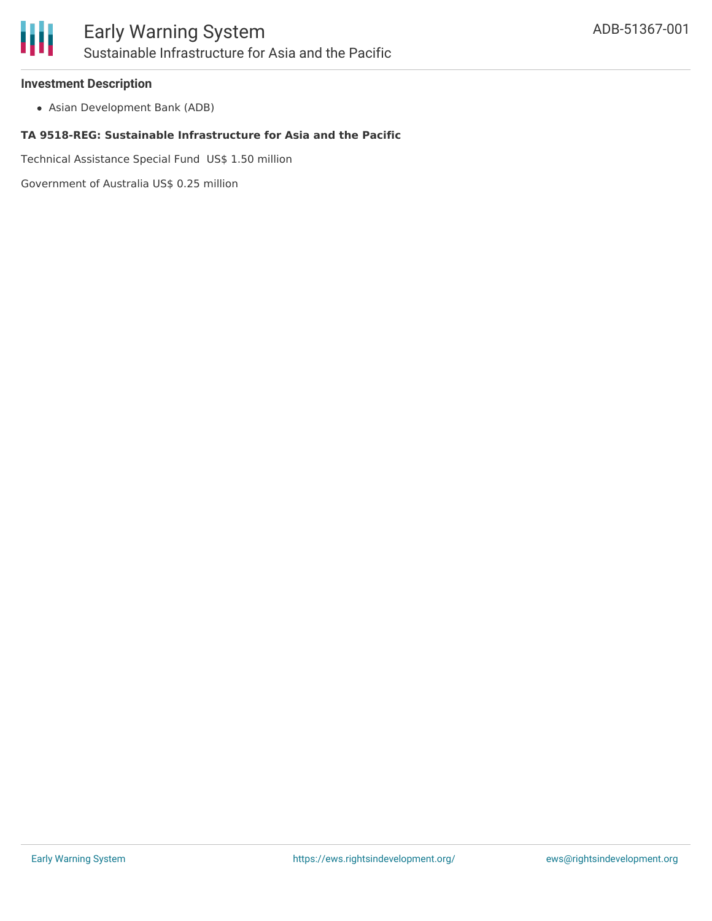**Investment Description**

- Asian Development Bank (ADB)

**TA 9518-REG: Sustainable Infrastructure for Asia and the Pacific**

Technical Assistance Special Fund  US$ 1.50 million

Government of Australia US$ 0.25 million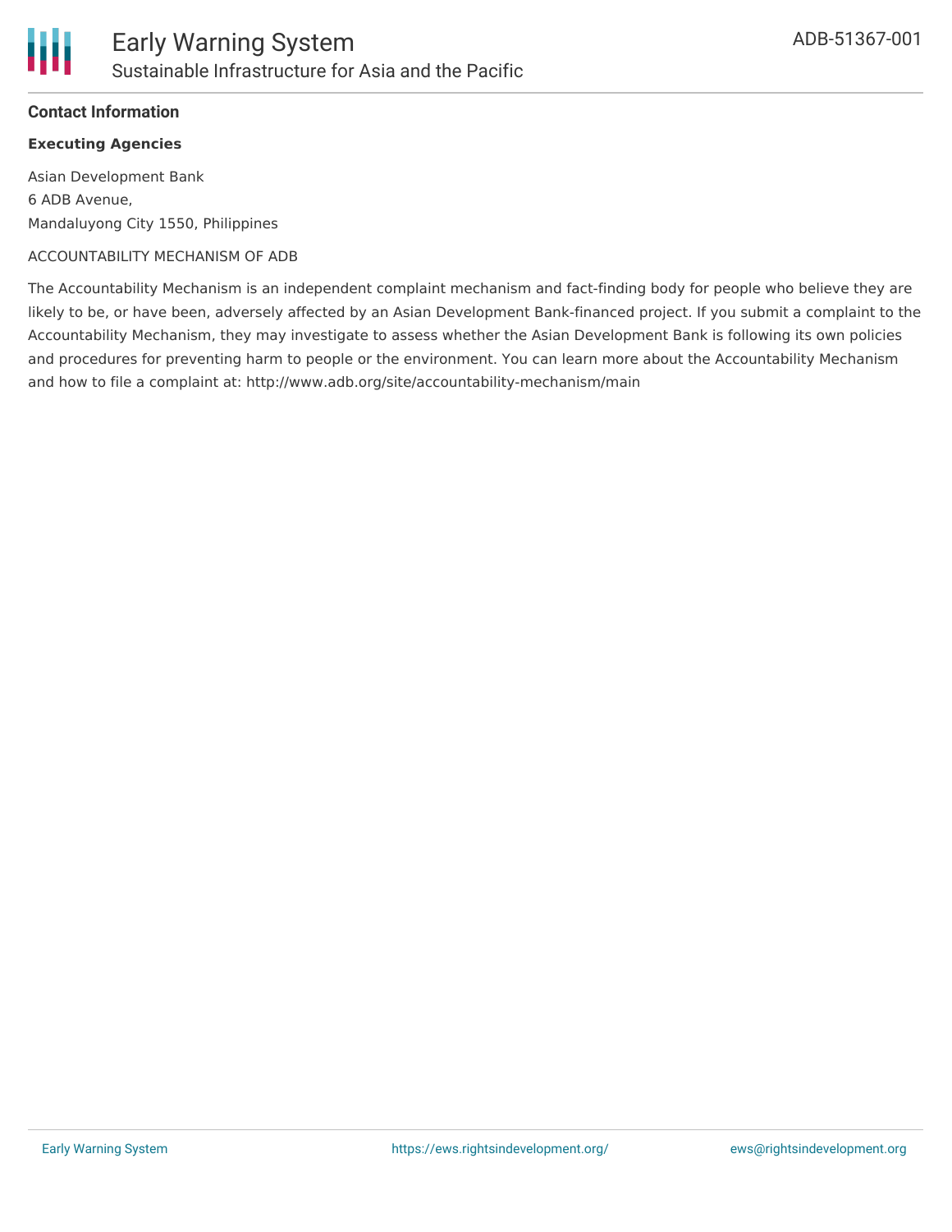## Contact Information

### Executing Agencies

Asian Development Bank
6 ADB Avenue,
Mandaluyong City 1550, Philippines

ACCOUNTABILITY MECHANISM OF ADB

The Accountability Mechanism is an independent complaint mechanism and fact-finding body for people who believe they are likely to be, or have been, adversely affected by an Asian Development Bank-financed project. If you submit a complaint to the Accountability Mechanism, they may investigate to assess whether the Asian Development Bank is following its own policies and procedures for preventing harm to people or the environment. You can learn more about the Accountability Mechanism and how to file a complaint at: http://www.adb.org/site/accountability-mechanism/main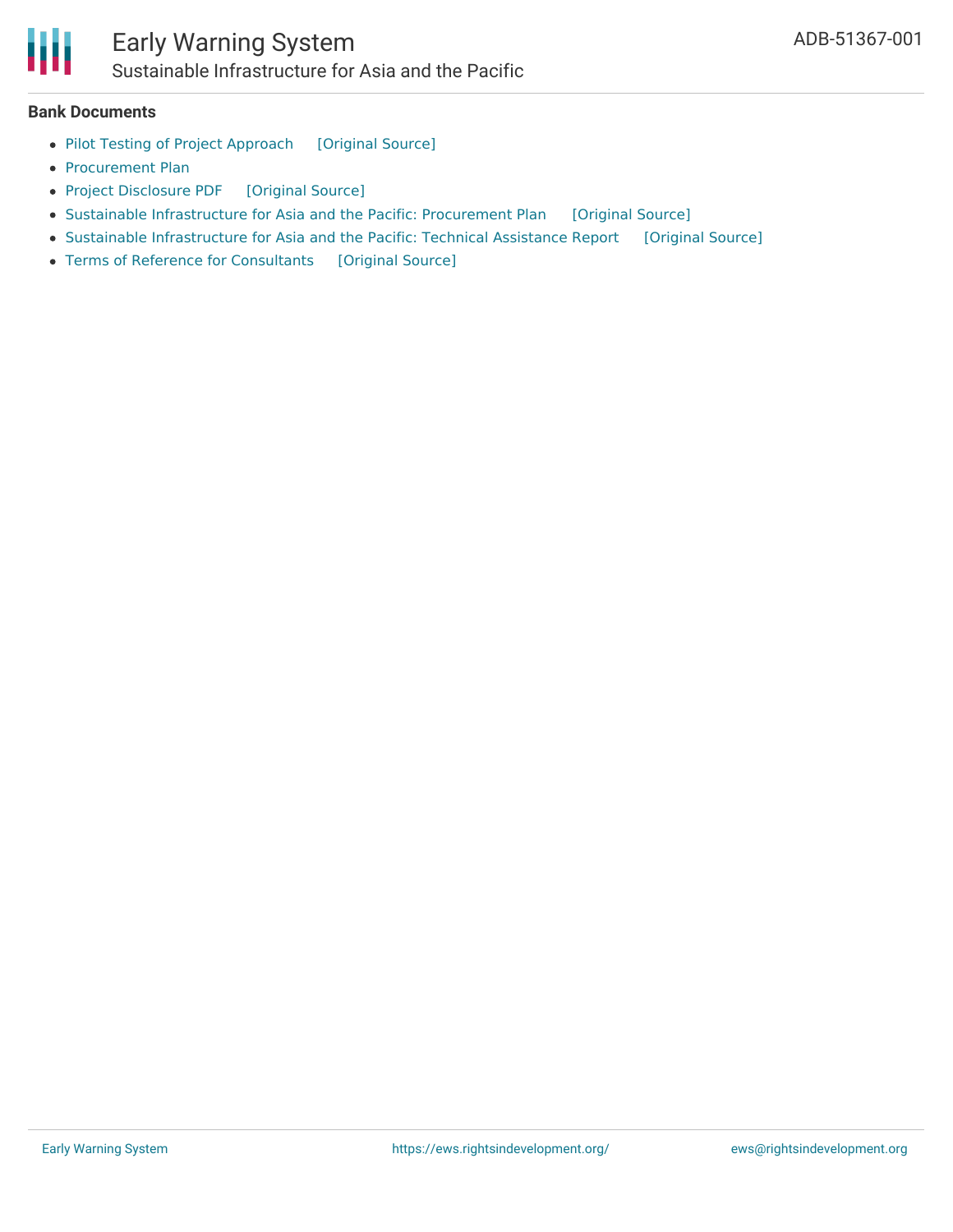### Bank Documents

- Pilot Testing of Project Approach [Original Source]
- Procurement Plan
- Project Disclosure PDF [Original Source]
- Sustainable Infrastructure for Asia and the Pacific: Procurement Plan [Original Source]
- Sustainable Infrastructure for Asia and the Pacific: Technical Assistance Report [Original Source]
- Terms of Reference for Consultants [Original Source]